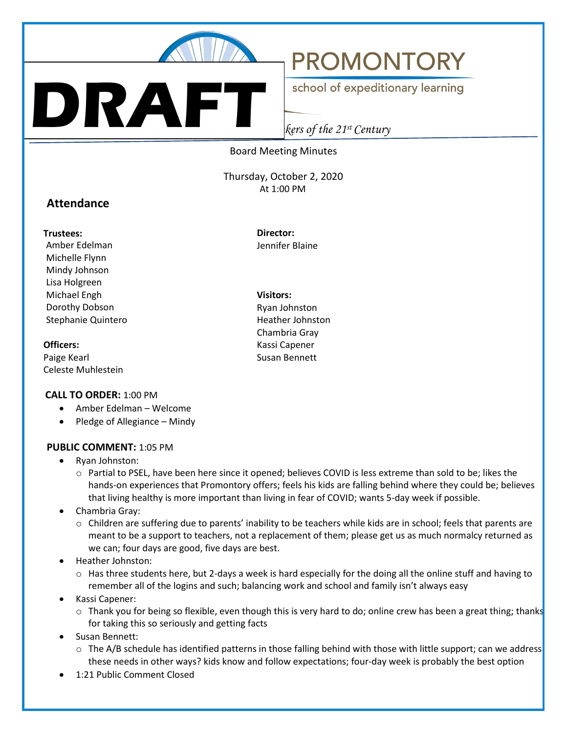# DRAFT

# PROMONTORY

school of expeditionary learning

*kers of the 21st Century*

Board Meeting Minutes

Thursday, October 2, 2020
At 1:00 PM

## Attendance

**Trustees:**
Amber Edelman
Michelle Flynn
Mindy Johnson
Lisa Holgreen
Michael Engh
Dorothy Dobson
Stephanie Quintero

**Officers:**
Paige Kearl
Celeste Muhlestein

**Director:**
Jennifer Blaine

**Visitors:**
Ryan Johnston
Heather Johnston
Chambria Gray
Kassi Capener
Susan Bennett

**CALL TO ORDER:** 1:00 PM

- Amber Edelman – Welcome
- Pledge of Allegiance – Mindy

**PUBLIC COMMENT:** 1:05 PM

- Ryan Johnston:
  - Partial to PSEL, have been here since it opened; believes COVID is less extreme than sold to be; likes the hands-on experiences that Promontory offers; feels his kids are falling behind where they could be; believes that living healthy is more important than living in fear of COVID; wants 5-day week if possible.
- Chambria Gray:
  - Children are suffering due to parents' inability to be teachers while kids are in school; feels that parents are meant to be a support to teachers, not a replacement of them; please get us as much normalcy returned as we can; four days are good, five days are best.
- Heather Johnston:
  - Has three students here, but 2-days a week is hard especially for the doing all the online stuff and having to remember all of the logins and such; balancing work and school and family isn't always easy
- Kassi Capener:
  - Thank you for being so flexible, even though this is very hard to do; online crew has been a great thing; thanks for taking this so seriously and getting facts
- Susan Bennett:
  - The A/B schedule has identified patterns in those falling behind with those with little support; can we address these needs in other ways? kids know and follow expectations; four-day week is probably the best option
- 1:21 Public Comment Closed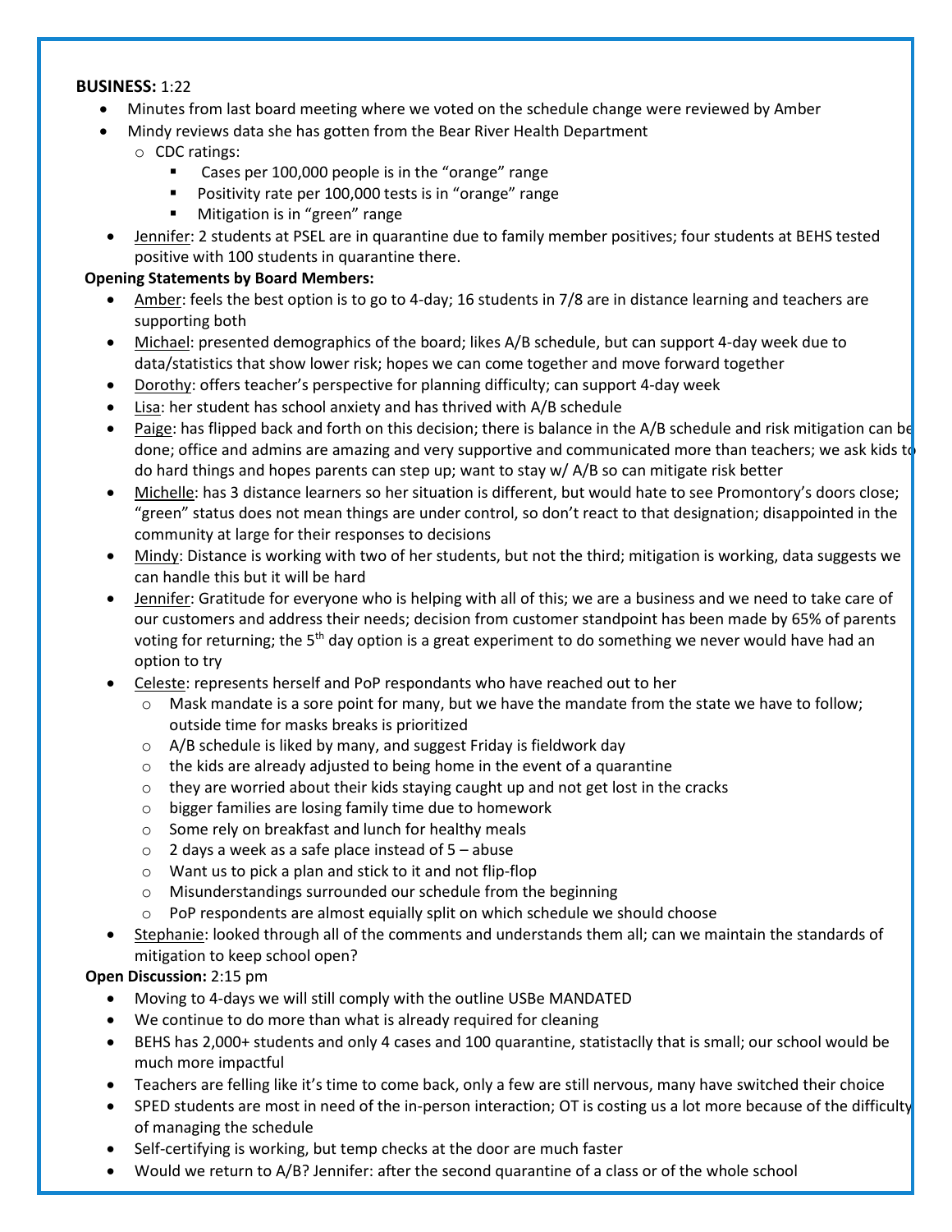**BUSINESS:** 1:22

- Minutes from last board meeting where we voted on the schedule change were reviewed by Amber
- Mindy reviews data she has gotten from the Bear River Health Department
  - CDC ratings:
    - Cases per 100,000 people is in the "orange" range
    - Positivity rate per 100,000 tests is in "orange" range
    - Mitigation is in "green" range
- Jennifer: 2 students at PSEL are in quarantine due to family member positives; four students at BEHS tested positive with 100 students in quarantine there.

**Opening Statements by Board Members:**

- Amber: feels the best option is to go to 4-day; 16 students in 7/8 are in distance learning and teachers are supporting both
- Michael: presented demographics of the board; likes A/B schedule, but can support 4-day week due to data/statistics that show lower risk; hopes we can come together and move forward together
- Dorothy: offers teacher's perspective for planning difficulty; can support 4-day week
- Lisa: her student has school anxiety and has thrived with A/B schedule
- Paige: has flipped back and forth on this decision; there is balance in the A/B schedule and risk mitigation can be done; office and admins are amazing and very supportive and communicated more than teachers; we ask kids to do hard things and hopes parents can step up; want to stay w/ A/B so can mitigate risk better
- Michelle: has 3 distance learners so her situation is different, but would hate to see Promontory's doors close; "green" status does not mean things are under control, so don't react to that designation; disappointed in the community at large for their responses to decisions
- Mindy: Distance is working with two of her students, but not the third; mitigation is working, data suggests we can handle this but it will be hard
- Jennifer: Gratitude for everyone who is helping with all of this; we are a business and we need to take care of our customers and address their needs; decision from customer standpoint has been made by 65% of parents voting for returning; the 5th day option is a great experiment to do something we never would have had an option to try
- Celeste: represents herself and PoP respondants who have reached out to her
  - Mask mandate is a sore point for many, but we have the mandate from the state we have to follow; outside time for masks breaks is prioritized
  - A/B schedule is liked by many, and suggest Friday is fieldwork day
  - the kids are already adjusted to being home in the event of a quarantine
  - they are worried about their kids staying caught up and not get lost in the cracks
  - bigger families are losing family time due to homework
  - Some rely on breakfast and lunch for healthy meals
  - 2 days a week as a safe place instead of 5 – abuse
  - Want us to pick a plan and stick to it and not flip-flop
  - Misunderstandings surrounded our schedule from the beginning
  - PoP respondents are almost equally split on which schedule we should choose
- Stephanie: looked through all of the comments and understands them all; can we maintain the standards of mitigation to keep school open?

**Open Discussion:** 2:15 pm

- Moving to 4-days we will still comply with the outline USBe MANDATED
- We continue to do more than what is already required for cleaning
- BEHS has 2,000+ students and only 4 cases and 100 quarantine, statistaclly that is small; our school would be much more impactful
- Teachers are felling like it's time to come back, only a few are still nervous, many have switched their choice
- SPED students are most in need of the in-person interaction; OT is costing us a lot more because of the difficulty of managing the schedule
- Self-certifying is working, but temp checks at the door are much faster
- Would we return to A/B? Jennifer: after the second quarantine of a class or of the whole school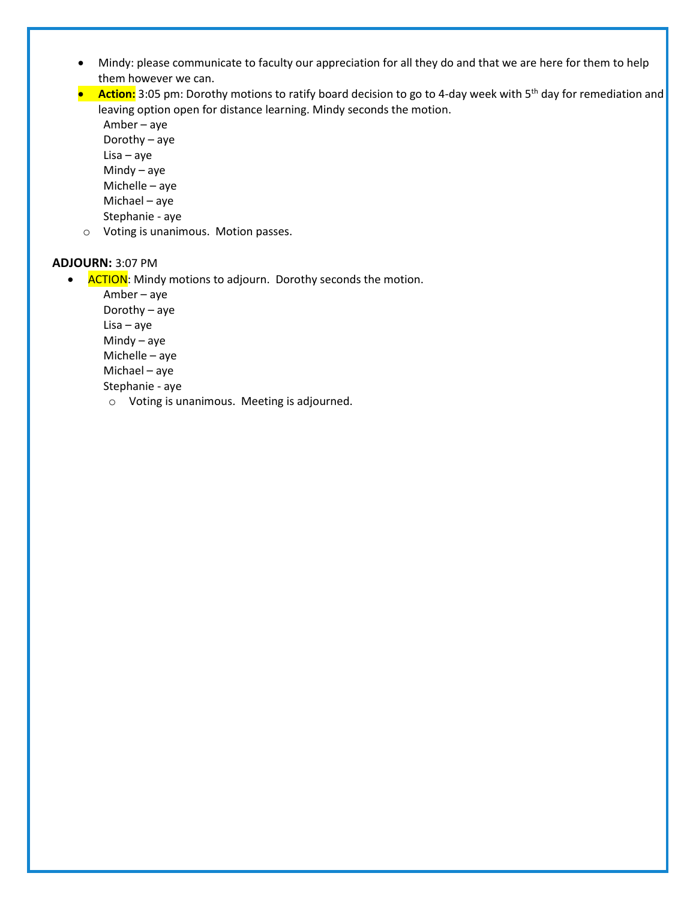- Mindy: please communicate to faculty our appreciation for all they do and that we are here for them to help them however we can.
- **Action:** 3:05 pm: Dorothy motions to ratify board decision to go to 4-day week with 5th day for remediation and leaving option open for distance learning. Mindy seconds the motion.
  Amber – aye
  Dorothy – aye
  Lisa – aye
  Mindy – aye
  Michelle – aye
  Michael – aye
  Stephanie - aye
  - Voting is unanimous. Motion passes.

**ADJOURN:** 3:07 PM

- ACTION: Mindy motions to adjourn. Dorothy seconds the motion.
  Amber – aye
  Dorothy – aye
  Lisa – aye
  Mindy – aye
  Michelle – aye
  Michael – aye
  Stephanie - aye
  - Voting is unanimous. Meeting is adjourned.